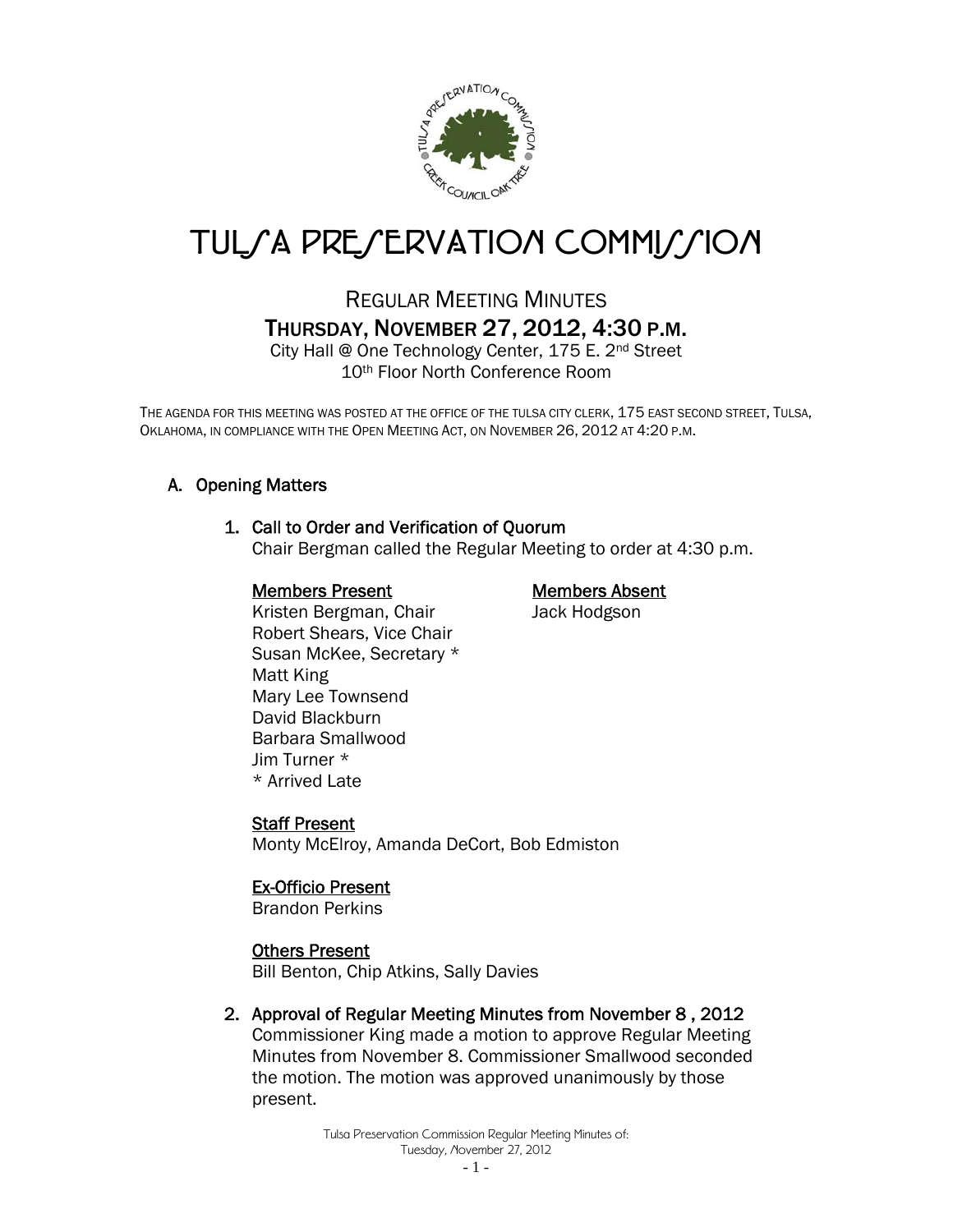# TULSA PRESERVATION COMMISSION

## REGULAR MEETING MINUTES

## THURSDAY, NOVEMBER 27, 2012, 4:30 P.M.

City Hall @ One Technology Center, 175 E. 2nd Street
10th Floor North Conference Room

THE AGENDA FOR THIS MEETING WAS POSTED AT THE OFFICE OF THE TULSA CITY CLERK, 175 EAST SECOND STREET, TULSA, OKLAHOMA, IN COMPLIANCE WITH THE OPEN MEETING ACT, ON NOVEMBER 26, 2012 AT 4:20 P.M.

### A. Opening Matters

#### 1. Call to Order and Verification of Quorum

Chair Bergman called the Regular Meeting to order at 4:30 p.m.

**Members Present**

Kristen Bergman, Chair
Robert Shears, Vice Chair
Susan McKee, Secretary *
Matt King
Mary Lee Townsend
David Blackburn
Barbara Smallwood
Jim Turner *
* Arrived Late

**Members Absent**

Jack Hodgson

**Staff Present**

Monty McElroy, Amanda DeCort, Bob Edmiston

**Ex-Officio Present**

Brandon Perkins

**Others Present**

Bill Benton, Chip Atkins, Sally Davies

#### 2. Approval of Regular Meeting Minutes from November 8 , 2012

Commissioner King made a motion to approve Regular Meeting Minutes from November 8. Commissioner Smallwood seconded the motion. The motion was approved unanimously by those present.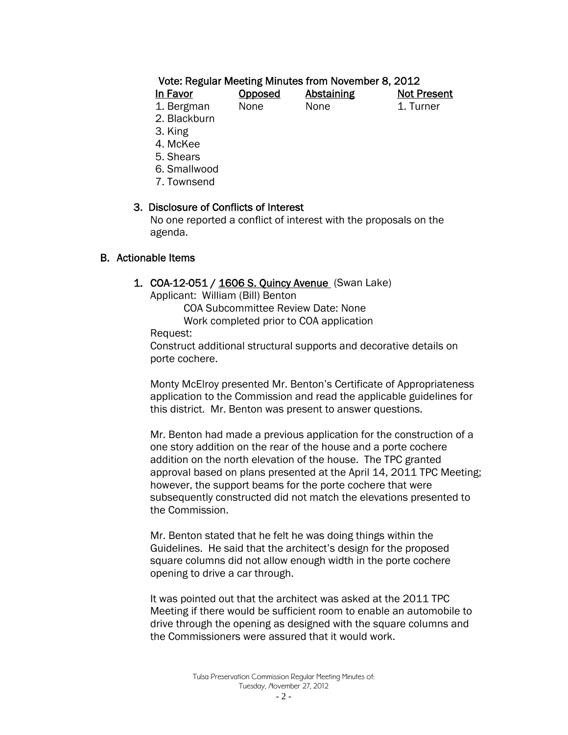Vote: Regular Meeting Minutes from November 8, 2012

| In Favor | Opposed | Abstaining | Not Present |
|---|---|---|---|
| 1. Bergman | None | None | 1. Turner |
| 2. Blackburn | | | |
| 3. King | | | |
| 4. McKee | | | |
| 5. Shears | | | |
| 6. Smallwood | | | |
| 7. Townsend | | | |

3. Disclosure of Conflicts of Interest

No one reported a conflict of interest with the proposals on the agenda.

## B. Actionable Items

1. COA-12-051 / 1606 S. Quincy Avenue (Swan Lake)

Applicant: William (Bill) Benton

COA Subcommittee Review Date: None

Work completed prior to COA application

Request:

Construct additional structural supports and decorative details on porte cochere.

Monty McElroy presented Mr. Benton's Certificate of Appropriateness application to the Commission and read the applicable guidelines for this district. Mr. Benton was present to answer questions.

Mr. Benton had made a previous application for the construction of a one story addition on the rear of the house and a porte cochere addition on the north elevation of the house. The TPC granted approval based on plans presented at the April 14, 2011 TPC Meeting; however, the support beams for the porte cochere that were subsequently constructed did not match the elevations presented to the Commission.

Mr. Benton stated that he felt he was doing things within the Guidelines. He said that the architect's design for the proposed square columns did not allow enough width in the porte cochere opening to drive a car through.

It was pointed out that the architect was asked at the 2011 TPC Meeting if there would be sufficient room to enable an automobile to drive through the opening as designed with the square columns and the Commissioners were assured that it would work.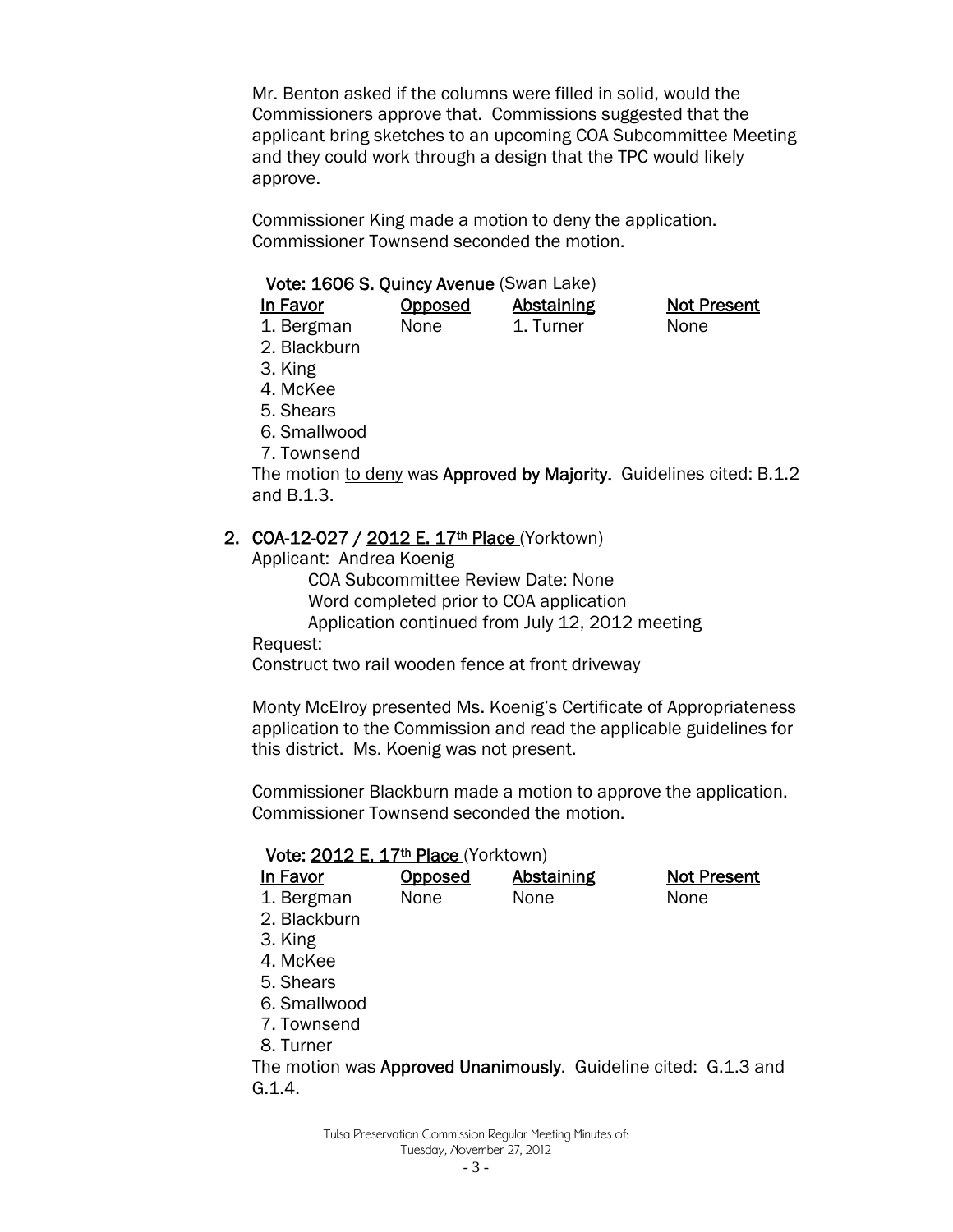Mr. Benton asked if the columns were filled in solid, would the Commissioners approve that. Commissions suggested that the applicant bring sketches to an upcoming COA Subcommittee Meeting and they could work through a design that the TPC would likely approve.

Commissioner King made a motion to deny the application. Commissioner Townsend seconded the motion.

**Vote: 1606 S. Quincy Avenue** (Swan Lake)

| In Favor | Opposed | Abstaining | Not Present |
|---|---|---|---|
| 1. Bergman | None | 1. Turner | None |
| 2. Blackburn | | | |
| 3. King | | | |
| 4. McKee | | | |
| 5. Shears | | | |
| 6. Smallwood | | | |
| 7. Townsend | | | |

The motion to deny was **Approved by Majority.** Guidelines cited: B.1.2 and B.1.3.

2. **COA-12-027 / 2012 E. 17th Place** (Yorktown)

Applicant: Andrea Koenig

COA Subcommittee Review Date: None

Word completed prior to COA application

Application continued from July 12, 2012 meeting

Request:

Construct two rail wooden fence at front driveway

Monty McElroy presented Ms. Koenig's Certificate of Appropriateness application to the Commission and read the applicable guidelines for this district. Ms. Koenig was not present.

Commissioner Blackburn made a motion to approve the application. Commissioner Townsend seconded the motion.

**Vote: 2012 E. 17th Place** (Yorktown)

| In Favor | Opposed | Abstaining | Not Present |
|---|---|---|---|
| 1. Bergman | None | None | None |
| 2. Blackburn | | | |
| 3. King | | | |
| 4. McKee | | | |
| 5. Shears | | | |
| 6. Smallwood | | | |
| 7. Townsend | | | |
| 8. Turner | | | |

The motion was **Approved Unanimously**. Guideline cited: G.1.3 and G.1.4.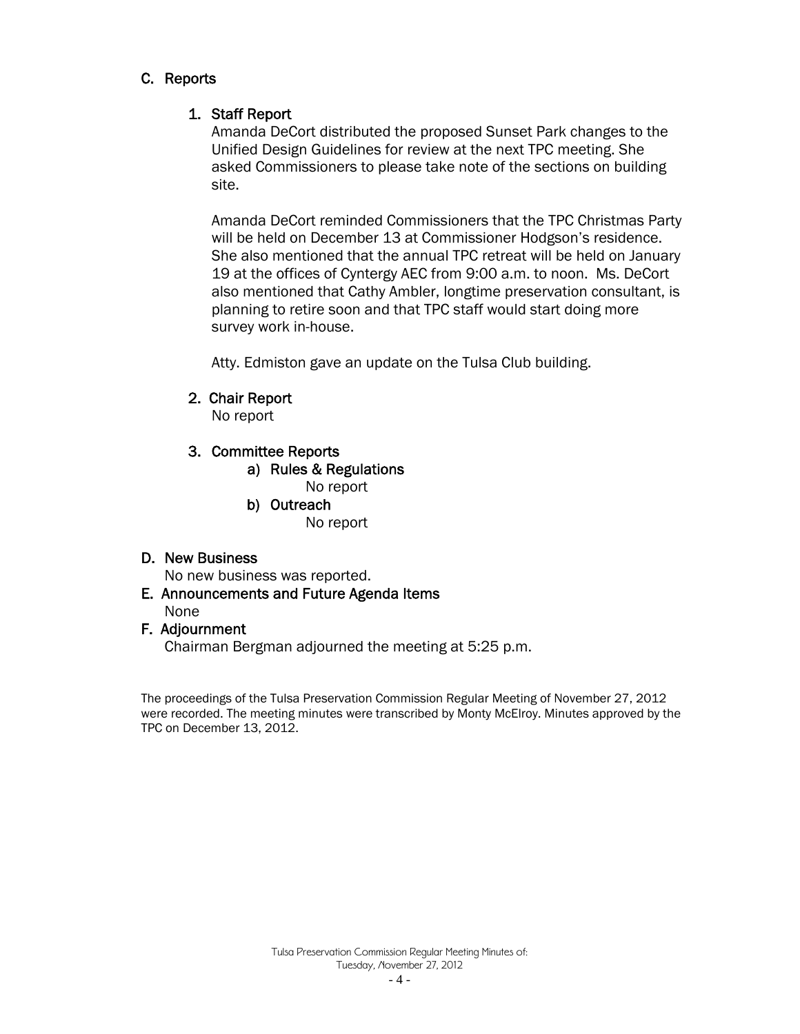## C. Reports

### 1. Staff Report

Amanda DeCort distributed the proposed Sunset Park changes to the Unified Design Guidelines for review at the next TPC meeting. She asked Commissioners to please take note of the sections on building site.

Amanda DeCort reminded Commissioners that the TPC Christmas Party will be held on December 13 at Commissioner Hodgson's residence. She also mentioned that the annual TPC retreat will be held on January 19 at the offices of Cyntergy AEC from 9:00 a.m. to noon. Ms. DeCort also mentioned that Cathy Ambler, longtime preservation consultant, is planning to retire soon and that TPC staff would start doing more survey work in-house.

Atty. Edmiston gave an update on the Tulsa Club building.

### 2. Chair Report

No report

### 3. Committee Reports

#### a) Rules & Regulations

No report

#### b) Outreach

No report

## D. New Business

No new business was reported.

## E. Announcements and Future Agenda Items

None

## F. Adjournment

Chairman Bergman adjourned the meeting at 5:25 p.m.

The proceedings of the Tulsa Preservation Commission Regular Meeting of November 27, 2012 were recorded. The meeting minutes were transcribed by Monty McElroy. Minutes approved by the TPC on December 13, 2012.